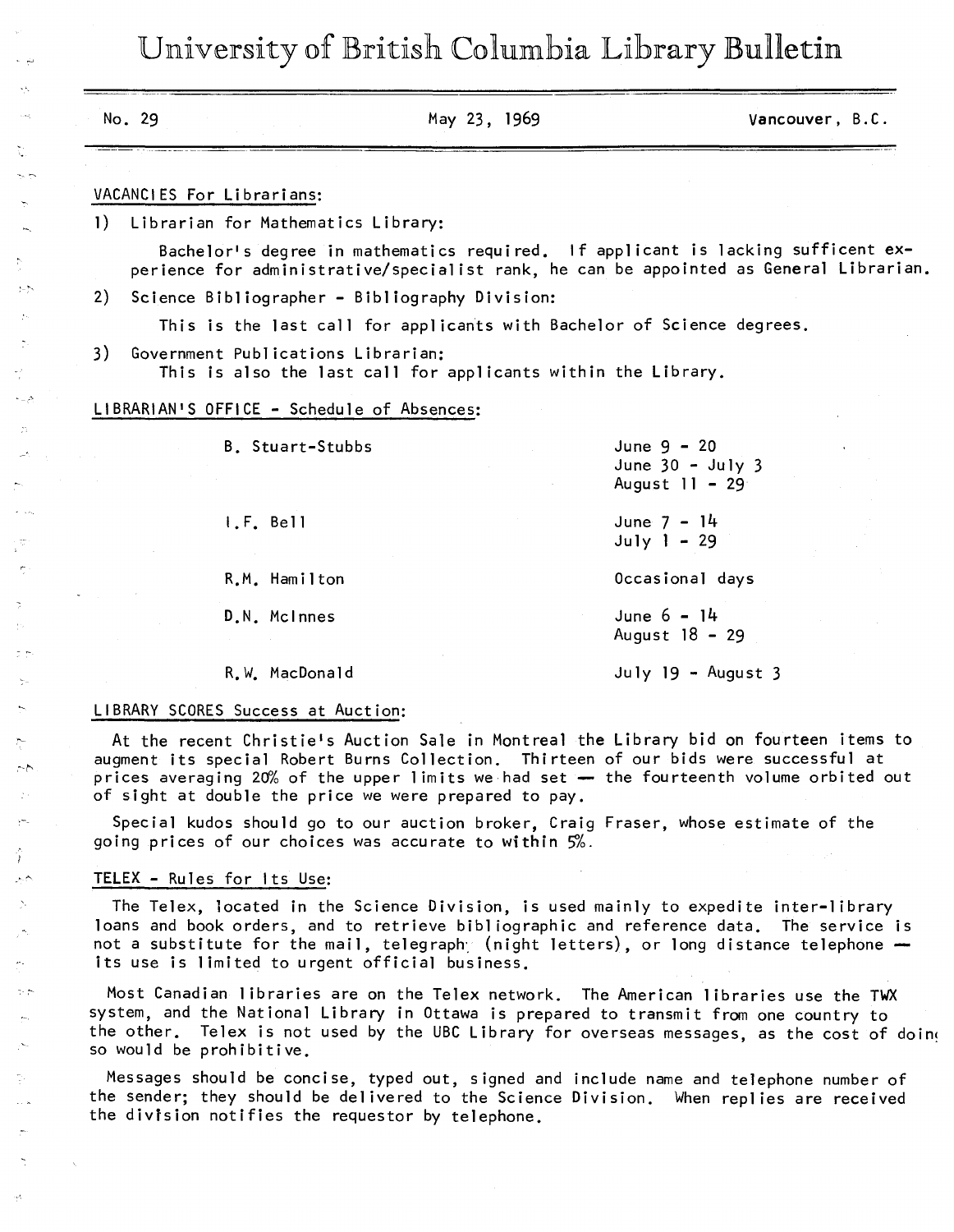# University of British Columbia Library Bulletin

No. 29 — May 23, 1969 — Vancouver, B.C.

## VACANCIES For Librarians:

1) Librarian for Mathematics Library:

   Bachelor's degree in mathematics required. If applicant is lacking sufficent experience for administrative/specialist rank, he can be appointed as General Librarian.

2) Science Bibliographer - Bibliography Division:

   This is the last call for applicants with Bachelor of Science degrees.

3) Government Publications Librarian:

   This is also the last call for applicants within the Library.

## LIBRARIAN'S OFFICE - Schedule of Absences:

| | |
|---|---|
| B. Stuart-Stubbs | June 9 - 20<br>June 30 - July 3<br>August 11 - 29 |
| I.F. Bell | June 7 - 14<br>July 1 - 29 |
| R.M. Hamilton | Occasional days |
| D.N. McInnes | June 6 - 14<br>August 18 - 29 |
| R.W. MacDonald | July 19 - August 3 |

## LIBRARY SCORES Success at Auction:

At the recent Christie's Auction Sale in Montreal the Library bid on fourteen items to augment its special Robert Burns Collection. Thirteen of our bids were successful at prices averaging 20% of the upper limits we had set — the fourteenth volume orbited out of sight at double the price we were prepared to pay.

Special kudos should go to our auction broker, Craig Fraser, whose estimate of the going prices of our choices was accurate to within 5%.

## TELEX - Rules for Its Use:

The Telex, located in the Science Division, is used mainly to expedite inter-library loans and book orders, and to retrieve bibliographic and reference data. The service is not a substitute for the mail, telegraph (night letters), or long distance telephone — its use is limited to urgent official business.

Most Canadian libraries are on the Telex network. The American libraries use the TWX system, and the National Library in Ottawa is prepared to transmit from one country to the other. Telex is not used by the UBC Library for overseas messages, as the cost of doing so would be prohibitive.

Messages should be concise, typed out, signed and include name and telephone number of the sender; they should be delivered to the Science Division. When replies are received the division notifies the requestor by telephone.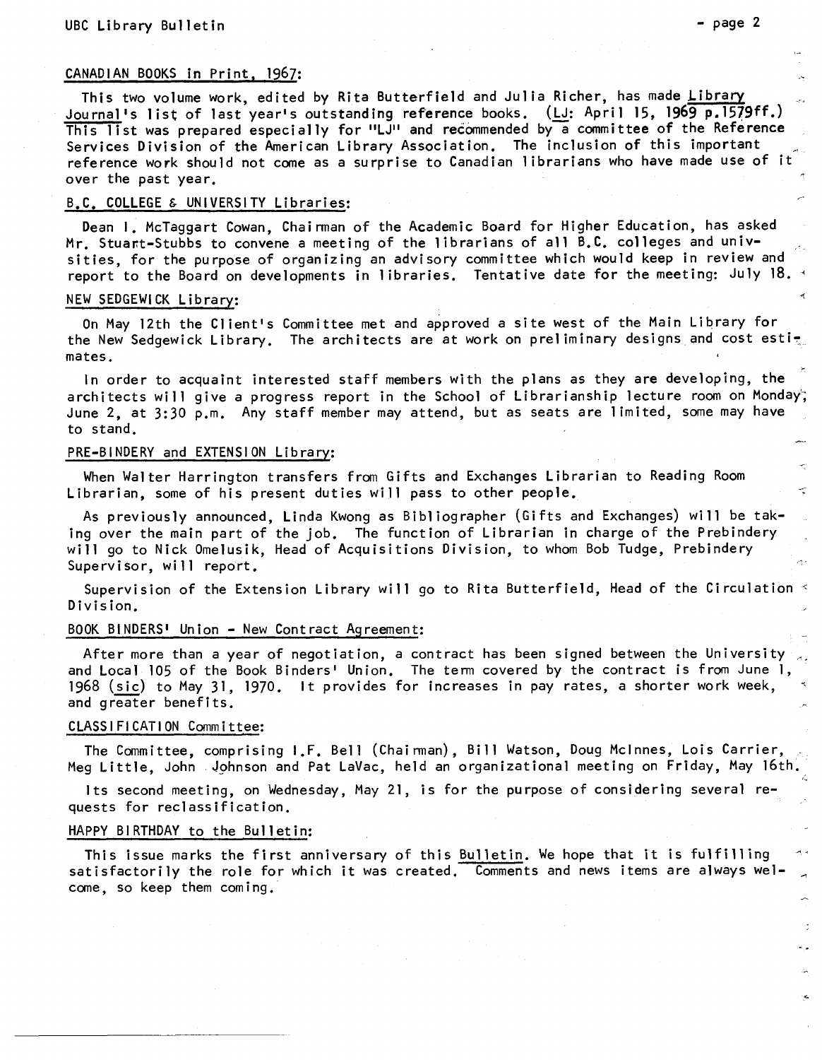## CANADIAN BOOKS in Print, 1967:

This two volume work, edited by Rita Butterfield and Julia Richer, has made Library Journal's list of last year's outstanding reference books. (LJ: April 15, 1969 p.1579ff.) This list was prepared especially for "LJ" and recommended by a committee of the Reference Services Division of the American Library Association. The inclusion of this important reference work should not come as a surprise to Canadian librarians who have made use of it over the past year.

## B.C. COLLEGE & UNIVERSITY Libraries:

Dean I. McTaggart Cowan, Chairman of the Academic Board for Higher Education, has asked Mr. Stuart-Stubbs to convene a meeting of the librarians of all B.C. colleges and universities, for the purpose of organizing an advisory committee which would keep in review and report to the Board on developments in libraries. Tentative date for the meeting: July 18.

## NEW SEDGEWICK Library:

On May 12th the Client's Committee met and approved a site west of the Main Library for the New Sedgewick Library. The architects are at work on preliminary designs and cost estimates.

In order to acquaint interested staff members with the plans as they are developing, the architects will give a progress report in the School of Librarianship lecture room on Monday, June 2, at 3:30 p.m. Any staff member may attend, but as seats are limited, some may have to stand.

## PRE-BINDERY and EXTENSION Library:

When Walter Harrington transfers from Gifts and Exchanges Librarian to Reading Room Librarian, some of his present duties will pass to other people.

As previously announced, Linda Kwong as Bibliographer (Gifts and Exchanges) will be taking over the main part of the job. The function of Librarian in charge of the Prebindery will go to Nick Omelusik, Head of Acquisitions Division, to whom Bob Tudge, Prebindery Supervisor, will report.

Supervision of the Extension Library will go to Rita Butterfield, Head of the Circulation Division.

## BOOK BINDERS' Union - New Contract Agreement:

After more than a year of negotiation, a contract has been signed between the University and Local 105 of the Book Binders' Union. The term covered by the contract is from June 1, 1968 (sic) to May 31, 1970. It provides for increases in pay rates, a shorter work week, and greater benefits.

## CLASSIFICATION Committee:

The Committee, comprising I.F. Bell (Chairman), Bill Watson, Doug McInnes, Lois Carrier, Meg Little, John Johnson and Pat LaVac, held an organizational meeting on Friday, May 16th.

Its second meeting, on Wednesday, May 21, is for the purpose of considering several requests for reclassification.

## HAPPY BIRTHDAY to the Bulletin:

This issue marks the first anniversary of this Bulletin. We hope that it is fulfilling satisfactorily the role for which it was created. Comments and news items are always welcome, so keep them coming.